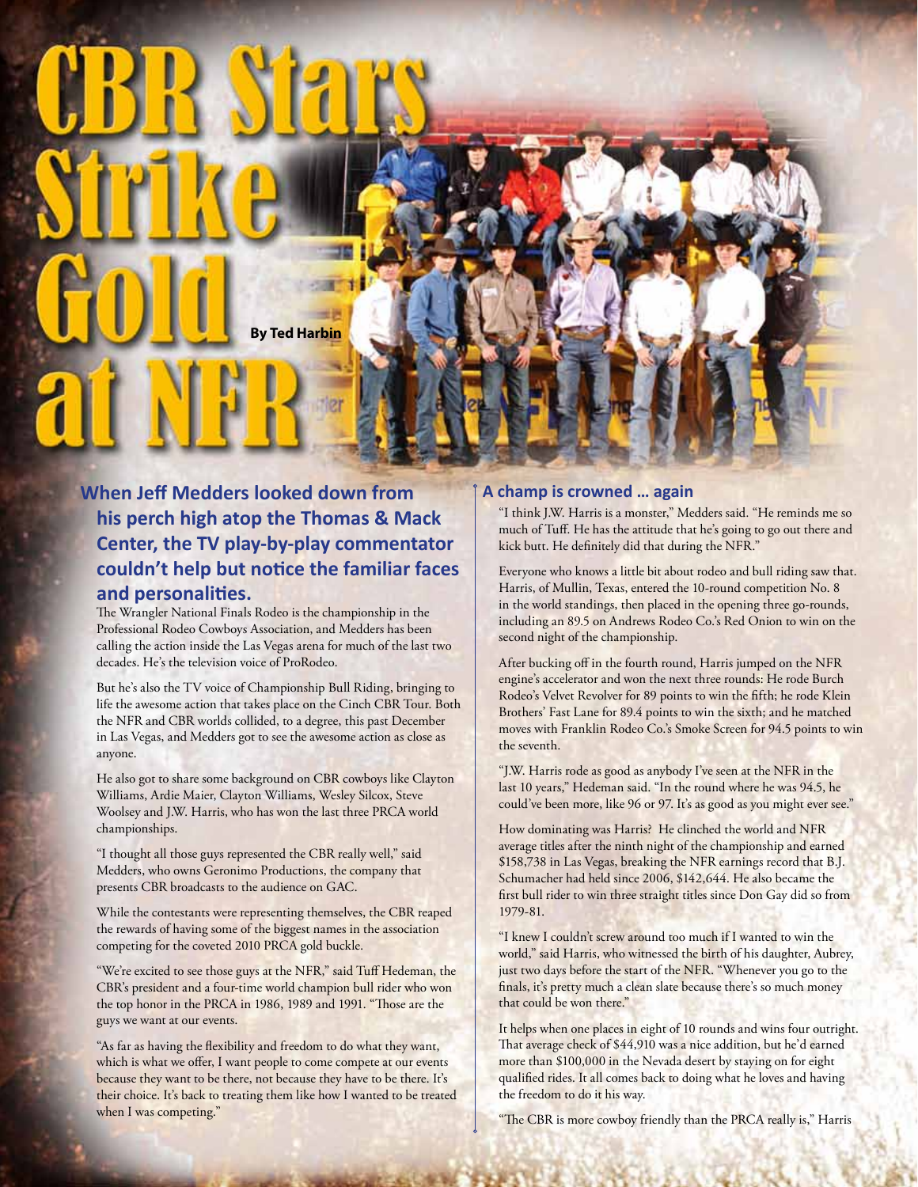# CBR Stars Strike Gold at NFR

**By Ted Harbin**

**When Jeff Medders looked down from his perch high atop the Thomas & Mack Center, the TV play-by-play commentator couldn't help but notice the familiar faces and personalities.**

The Wrangler National Finals Rodeo is the championship in the Professional Rodeo Cowboys Association, and Medders has been calling the action inside the Las Vegas arena for much of the last two decades. He's the television voice of ProRodeo.

But he's also the TV voice of Championship Bull Riding, bringing to life the awesome action that takes place on the Cinch CBR Tour. Both the NFR and CBR worlds collided, to a degree, this past December in Las Vegas, and Medders got to see the awesome action as close as anyone.

He also got to share some background on CBR cowboys like Clayton Williams, Ardie Maier, Clayton Williams, Wesley Silcox, Steve Woolsey and J.W. Harris, who has won the last three PRCA world championships.

"I thought all those guys represented the CBR really well," said Medders, who owns Geronimo Productions, the company that presents CBR broadcasts to the audience on GAC.

While the contestants were representing themselves, the CBR reaped the rewards of having some of the biggest names in the association competing for the coveted 2010 PRCA gold buckle.

"We're excited to see those guys at the NFR," said Tuff Hedeman, the CBR's president and a four-time world champion bull rider who won the top honor in the PRCA in 1986, 1989 and 1991. "Those are the guys we want at our events.

"As far as having the flexibility and freedom to do what they want, which is what we offer, I want people to come compete at our events because they want to be there, not because they have to be there. It's their choice. It's back to treating them like how I wanted to be treated when I was competing."

### A champ is crowned … again

"I think J.W. Harris is a monster," Medders said. "He reminds me so much of Tuff. He has the attitude that he's going to go out there and kick butt. He definitely did that during the NFR."

Everyone who knows a little bit about rodeo and bull riding saw that. Harris, of Mullin, Texas, entered the 10-round competition No. 8 in the world standings, then placed in the opening three go-rounds, including an 89.5 on Andrews Rodeo Co.'s Red Onion to win on the second night of the championship.

After bucking off in the fourth round, Harris jumped on the NFR engine's accelerator and won the next three rounds: He rode Burch Rodeo's Velvet Revolver for 89 points to win the fifth; he rode Klein Brothers' Fast Lane for 89.4 points to win the sixth; and he matched moves with Franklin Rodeo Co.'s Smoke Screen for 94.5 points to win the seventh.

"J.W. Harris rode as good as anybody I've seen at the NFR in the last 10 years," Hedeman said. "In the round where he was 94.5, he could've been more, like 96 or 97. It's as good as you might ever see."

How dominating was Harris? He clinched the world and NFR average titles after the ninth night of the championship and earned $158,738 in Las Vegas, breaking the NFR earnings record that B.J. Schumacher had held since 2006, $142,644. He also became the first bull rider to win three straight titles since Don Gay did so from 1979-81.

"I knew I couldn't screw around too much if I wanted to win the world," said Harris, who witnessed the birth of his daughter, Aubrey, just two days before the start of the NFR. "Whenever you go to the finals, it's pretty much a clean slate because there's so much money that could be won there."

It helps when one places in eight of 10 rounds and wins four outright. That average check of $44,910 was a nice addition, but he'd earned more than $100,000 in the Nevada desert by staying on for eight qualified rides. It all comes back to doing what he loves and having the freedom to do it his way.

"The CBR is more cowboy friendly than the PRCA really is," Harris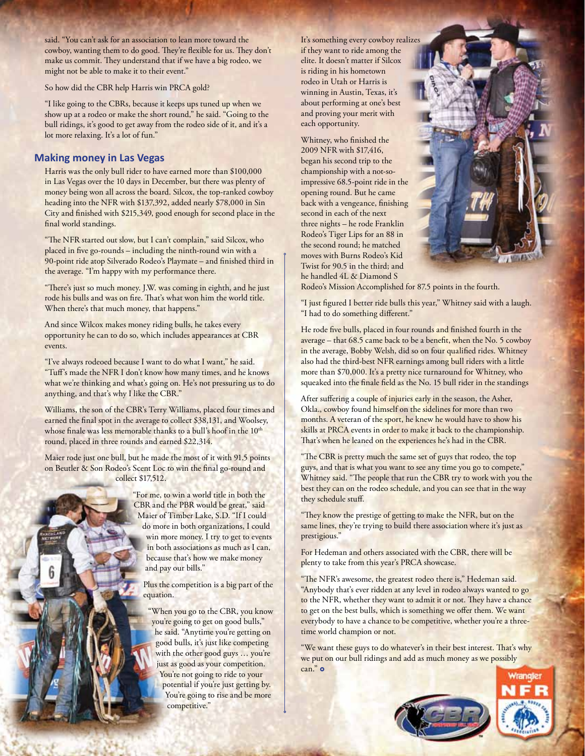said. "You can't ask for an association to lean more toward the cowboy, wanting them to do good. They're flexible for us. They don't make us commit. They understand that if we have a big rodeo, we might not be able to make it to their event."

So how did the CBR help Harris win PRCA gold?

"I like going to the CBRs, because it keeps ups tuned up when we show up at a rodeo or make the short round," he said. "Going to the bull ridings, it's good to get away from the rodeo side of it, and it's a lot more relaxing. It's a lot of fun."

## Making money in Las Vegas

Harris was the only bull rider to have earned more than $100,000 in Las Vegas over the 10 days in December, but there was plenty of money being won all across the board. Silcox, the top-ranked cowboy heading into the NFR with $137,392, added nearly $78,000 in Sin City and finished with $215,349, good enough for second place in the final world standings.

"The NFR started out slow, but I can't complain," said Silcox, who placed in five go-rounds – including the ninth-round win with a 90-point ride atop Silverado Rodeo's Playmate – and finished third in the average. "I'm happy with my performance there.

"There's just so much money. J.W. was coming in eighth, and he just rode his bulls and was on fire. That's what won him the world title. When there's that much money, that happens."

And since Wilcox makes money riding bulls, he takes every opportunity he can to do so, which includes appearances at CBR events.

"I've always rodeoed because I want to do what I want," he said. "Tuff's made the NFR I don't know how many times, and he knows what we're thinking and what's going on. He's not pressuring us to do anything, and that's why I like the CBR."

Williams, the son of the CBR's Terry Williams, placed four times and earned the final spot in the average to collect $38,131, and Woolsey, whose finale was less memorable thanks to a bull's hoof in the 10th round, placed in three rounds and earned $22,314.

Maier rode just one bull, but he made the most of it with 91.5 points on Beutler & Son Rodeo's Scent Loc to win the final go-round and collect $17,512.

"For me, to win a world title in both the CBR and the PBR would be great," said Maier of Timber Lake, S.D. "If I could do more in both organizations, I could win more money. I try to get to events in both associations as much as I can, because that's how we make money and pay our bills."

Plus the competition is a big part of the equation.

"When you go to the CBR, you know you're going to get on good bulls," he said. "Anytime you're getting on good bulls, it's just like competing with the other good guys … you're just as good as your competition. You're not going to ride to your potential if you're just getting by. You're going to rise and be more competitive."

It's something every cowboy realizes if they want to ride among the elite. It doesn't matter if Silcox is riding in his hometown rodeo in Utah or Harris is winning in Austin, Texas, it's about performing at one's best and proving your merit with each opportunity.

Whitney, who finished the 2009 NFR with $17,416, began his second trip to the championship with a not-so-impressive 68.5-point ride in the opening round. But he came back with a vengeance, finishing second in each of the next three nights – he rode Franklin Rodeo's Tiger Lips for an 88 in the second round; he matched moves with Burns Rodeo's Kid Twist for 90.5 in the third; and he handled 4L & Diamond S Rodeo's Mission Accomplished for 87.5 points in the fourth.

"I just figured I better ride bulls this year," Whitney said with a laugh. "I had to do something different."

He rode five bulls, placed in four rounds and finished fourth in the average – that 68.5 came back to be a benefit, when the No. 5 cowboy in the average, Bobby Welsh, did so on four qualified rides. Whitney also had the third-best NFR earnings among bull riders with a little more than $70,000. It's a pretty nice turnaround for Whitney, who squeaked into the finale field as the No. 15 bull rider in the standings

After suffering a couple of injuries early in the season, the Asher, Okla., cowboy found himself on the sidelines for more than two months. A veteran of the sport, he knew he would have to show his skills at PRCA events in order to make it back to the championship. That's when he leaned on the experiences he's had in the CBR.

"The CBR is pretty much the same set of guys that rodeo, the top guys, and that is what you want to see any time you go to compete," Whitney said. "The people that run the CBR try to work with you the best they can on the rodeo schedule, and you can see that in the way they schedule stuff.

"They know the prestige of getting to make the NFR, but on the same lines, they're trying to build there association where it's just as prestigious."

For Hedeman and others associated with the CBR, there will be plenty to take from this year's PRCA showcase.

"The NFR's awesome, the greatest rodeo there is," Hedeman said. "Anybody that's ever ridden at any level in rodeo always wanted to go to the NFR, whether they want to admit it or not. They have a chance to get on the best bulls, which is something we offer them. We want everybody to have a chance to be competitive, whether you're a three-time world champion or not.

"We want these guys to do whatever's in their best interest. That's why we put on our bull ridings and add as much money as we possibly can."